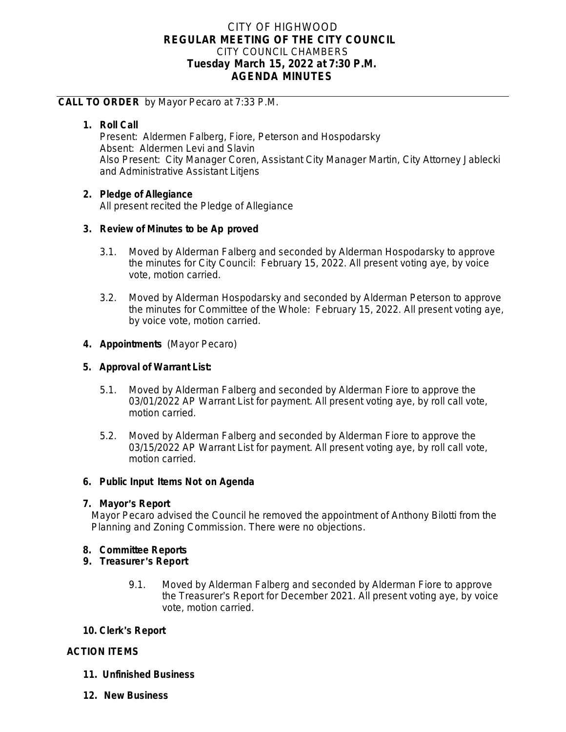# CITY OF HIGHWOOD
## REGULAR MEETING OF THE CITY COUNCIL
CITY COUNCIL CHAMBERS
**Tuesday March 15, 2022 at 7:30 P.M.**
**AGENDA MINUTES**

---

**CALL TO ORDER** by Mayor Pecaro at 7:33 P.M.

1. **Roll Call**
   Present: Aldermen Falberg, Fiore, Peterson and Hospodarsky
   Absent: Aldermen Levi and Slavin
   Also Present: City Manager Coren, Assistant City Manager Martin, City Attorney Jablecki and Administrative Assistant Litjens

2. **Pledge of Allegiance**
   All present recited the Pledge of Allegiance

3. **Review of Minutes to be Ap proved**

   3.1. Moved by Alderman Falberg and seconded by Alderman Hospodarsky to approve the minutes for City Council: February 15, 2022. All present voting aye, by voice vote, motion carried.

   3.2. Moved by Alderman Hospodarsky and seconded by Alderman Peterson to approve the minutes for Committee of the Whole: February 15, 2022. All present voting aye, by voice vote, motion carried.

4. **Appointments** (Mayor Pecaro)

5. **Approval of Warrant List:**

   5.1. Moved by Alderman Falberg and seconded by Alderman Fiore to approve the 03/01/2022 AP Warrant List for payment. All present voting aye, by roll call vote, motion carried.

   5.2. Moved by Alderman Falberg and seconded by Alderman Fiore to approve the 03/15/2022 AP Warrant List for payment. All present voting aye, by roll call vote, motion carried.

6. **Public Input Items Not on Agenda**

7. **Mayor's Report**
   Mayor Pecaro advised the Council he removed the appointment of Anthony Bilotti from the Planning and Zoning Commission. There were no objections.

8. **Committee Reports**

9. **Treasurer's Report**

   9.1. Moved by Alderman Falberg and seconded by Alderman Fiore to approve the Treasurer's Report for December 2021. All present voting aye, by voice vote, motion carried.

10. **Clerk's Report**

**ACTION ITEMS**

11. **Unfinished Business**

12. **New Business**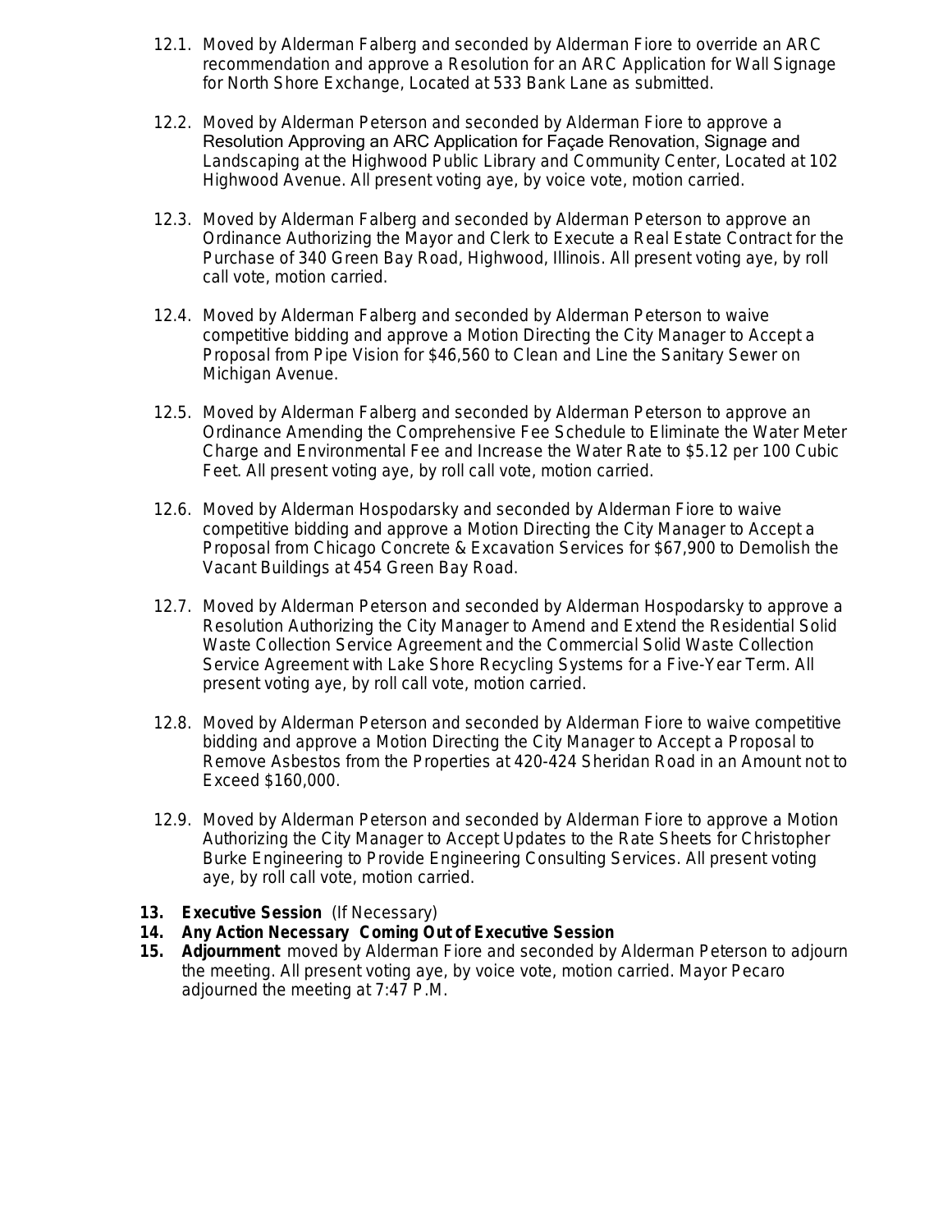12.1. Moved by Alderman Falberg and seconded by Alderman Fiore to override an ARC recommendation and approve a Resolution for an ARC Application for Wall Signage for North Shore Exchange, Located at 533 Bank Lane as submitted.

12.2. Moved by Alderman Peterson and seconded by Alderman Fiore to approve a Resolution Approving an ARC Application for Façade Renovation, Signage and Landscaping at the Highwood Public Library and Community Center, Located at 102 Highwood Avenue. All present voting aye, by voice vote, motion carried.

12.3. Moved by Alderman Falberg and seconded by Alderman Peterson to approve an Ordinance Authorizing the Mayor and Clerk to Execute a Real Estate Contract for the Purchase of 340 Green Bay Road, Highwood, Illinois. All present voting aye, by roll call vote, motion carried.

12.4. Moved by Alderman Falberg and seconded by Alderman Peterson to waive competitive bidding and approve a Motion Directing the City Manager to Accept a Proposal from Pipe Vision for $46,560 to Clean and Line the Sanitary Sewer on Michigan Avenue.

12.5. Moved by Alderman Falberg and seconded by Alderman Peterson to approve an Ordinance Amending the Comprehensive Fee Schedule to Eliminate the Water Meter Charge and Environmental Fee and Increase the Water Rate to $5.12 per 100 Cubic Feet. All present voting aye, by roll call vote, motion carried.

12.6. Moved by Alderman Hospodarsky and seconded by Alderman Fiore to waive competitive bidding and approve a Motion Directing the City Manager to Accept a Proposal from Chicago Concrete & Excavation Services for $67,900 to Demolish the Vacant Buildings at 454 Green Bay Road.

12.7. Moved by Alderman Peterson and seconded by Alderman Hospodarsky to approve a Resolution Authorizing the City Manager to Amend and Extend the Residential Solid Waste Collection Service Agreement and the Commercial Solid Waste Collection Service Agreement with Lake Shore Recycling Systems for a Five-Year Term. All present voting aye, by roll call vote, motion carried.

12.8. Moved by Alderman Peterson and seconded by Alderman Fiore to waive competitive bidding and approve a Motion Directing the City Manager to Accept a Proposal to Remove Asbestos from the Properties at 420-424 Sheridan Road in an Amount not to Exceed $160,000.

12.9. Moved by Alderman Peterson and seconded by Alderman Fiore to approve a Motion Authorizing the City Manager to Accept Updates to the Rate Sheets for Christopher Burke Engineering to Provide Engineering Consulting Services. All present voting aye, by roll call vote, motion carried.

**13. Executive Session** (If Necessary)

**14. Any Action Necessary Coming Out of Executive Session**

**15. Adjournment** moved by Alderman Fiore and seconded by Alderman Peterson to adjourn the meeting. All present voting aye, by voice vote, motion carried. Mayor Pecaro adjourned the meeting at 7:47 P.M.